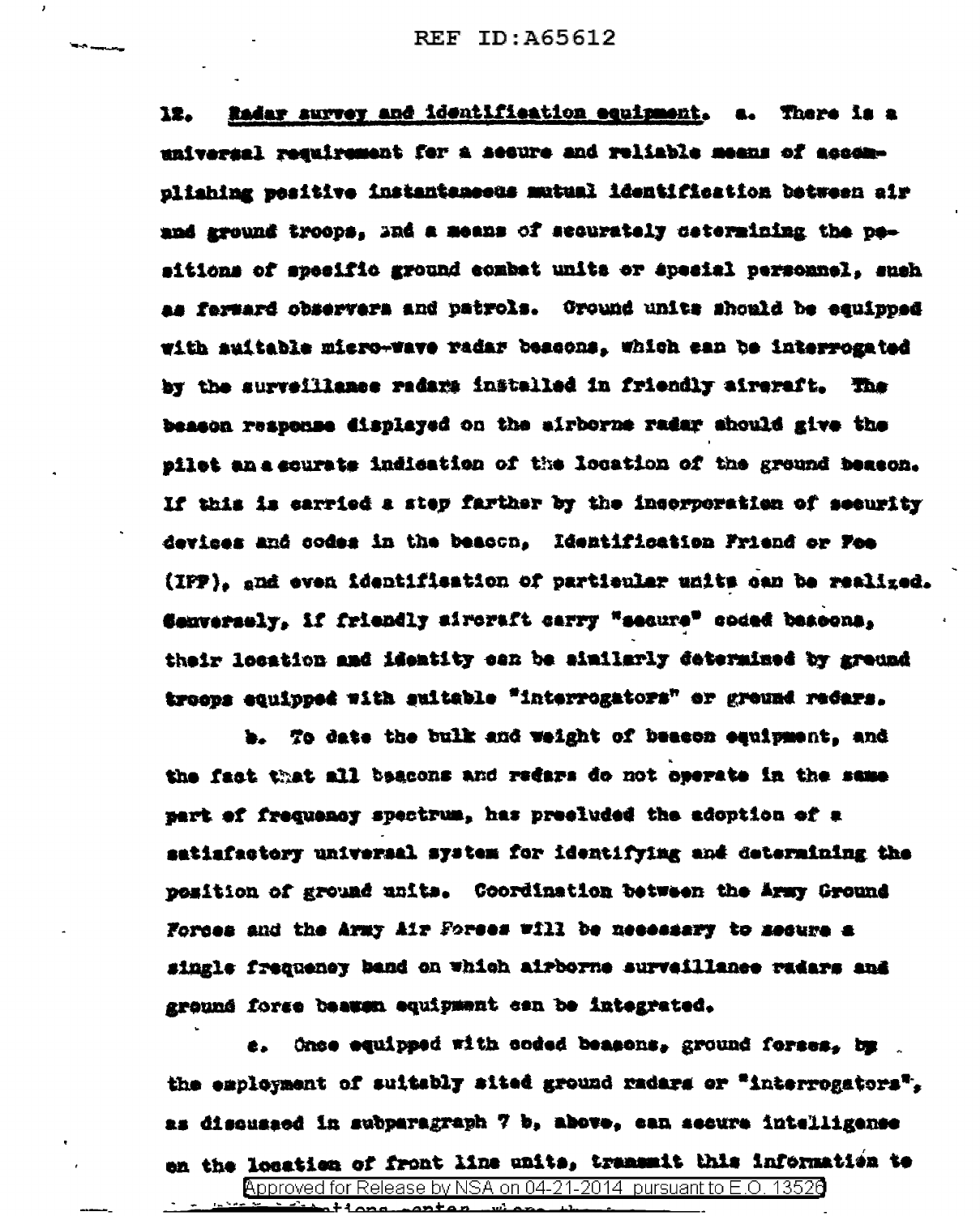12. Radar survey and identification equipment. a. There is a universal requirement for a secure and reliable means of accomplishing positive instantaneous mutual identification between air and ground troops, and a means of accurately determining the positions of specific ground combat units or special personnel, such as forward observers and patrols. Ground units should be equipped with suitable micro-wave radar beacons, which can be interrogated by the surveillance radars installed in friendly aircraft. The beacon response displayed on the airborne radar should give the pilot an accurate indication of the location of the ground beacon. If this is carried a step farther by the incorporation of security devices and codes in the beacon, Identification Friend or Foe (IFF), and even identification of particular units can be realized. Conversely, if friendly aircraft carry "secure" coded beacons, their location and identity can be similarly determined by ground troops equipped with suitable "interrogators" or ground radars.

b. To date the bulk and weight of beacon equipment, and the fact that all beacons and radars do not operate in the same part of frequency spectrum, has precluded the adoption of a satisfactory universal system for identifying and determining the position of ground units. Coordination between the Army Ground Forces and the Army Air Forces will be necessary to secure a single frequency band on which airborne surveillance radars and ground force beacon equipment can be integrated.

c. Once equipped with coded beacons, ground forces, by the employment of suitably sited ground radars or "interrogators", as discussed in subparagraph 7 b, above, can secure intelligence on the location of front line units, transmit this information to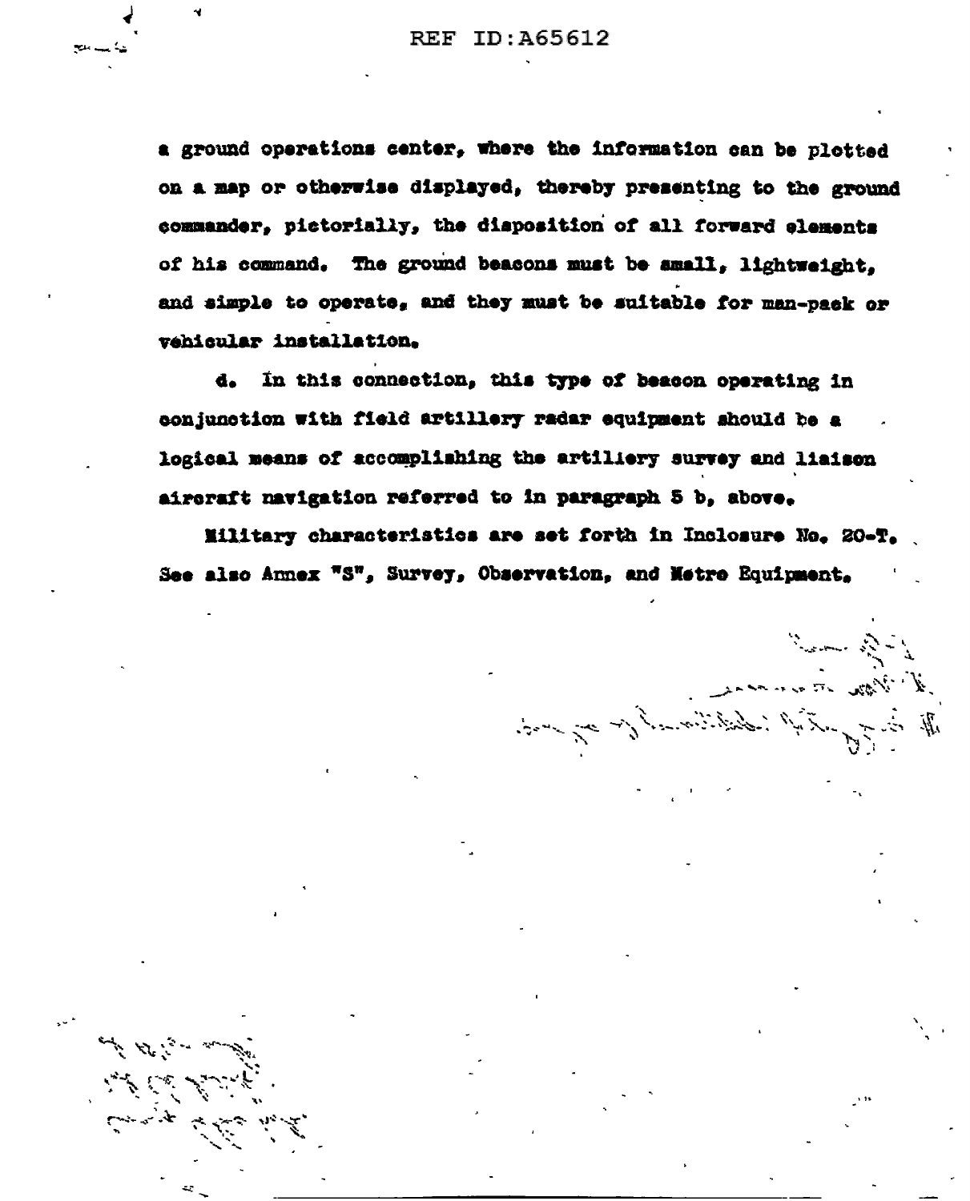a ground operations center, where the information can be plotted on a map or otherwise displayed, thereby presenting to the ground commander, pictorially, the disposition of all forward elements of his command. The ground beacons must be small, lightweight, and simple to operate, and they must be suitable for man-pack or vehicular installation.

d. In this connection, this type of beacon operating in conjunction with field artillery radar equipment should be a logical means of accomplishing the artillery survey and liaison aircraft navigation referred to in paragraph 5 b, above.

Military characteristics are set forth in Inclosure No. 20-T. See also Annex "S", Survey, Observation, and Metre Equipment.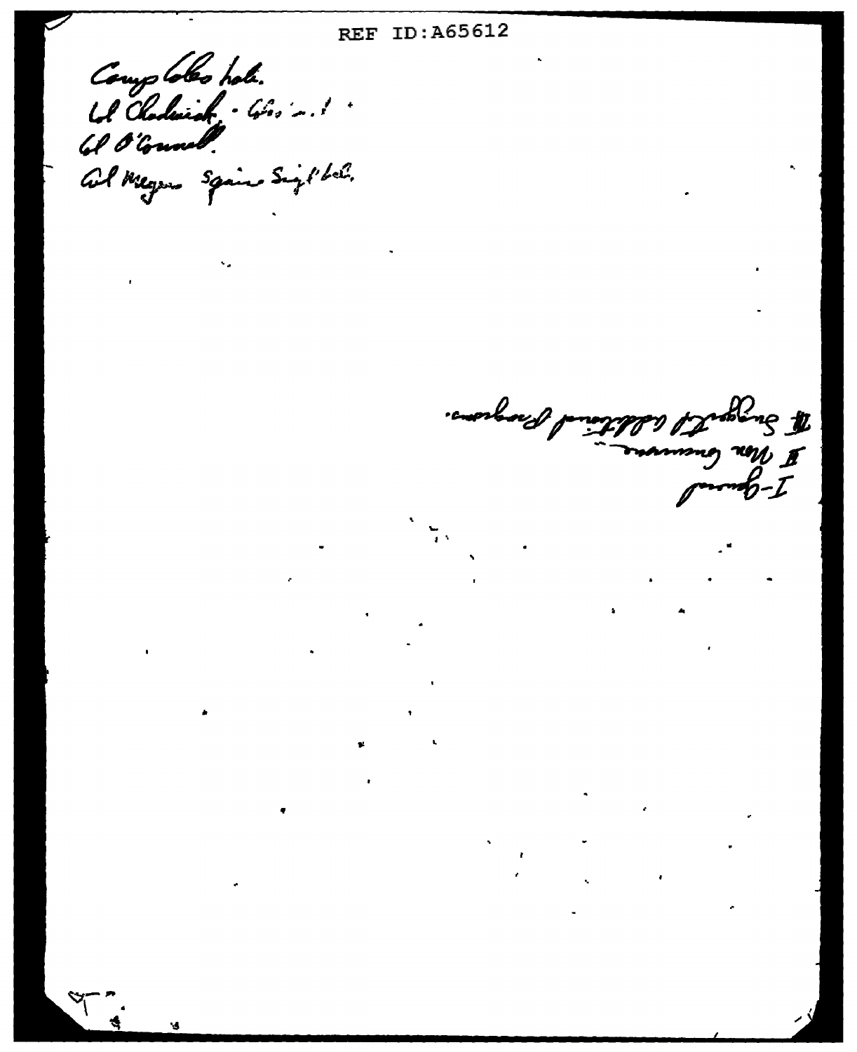REF ID:A65612

Comp Coles hole.
Col Chadwick - Gen'l
Col O'Connell
Col Meyers Spain Sig'l Col.

I - General
II Non Consumers
III Support of additional Program.